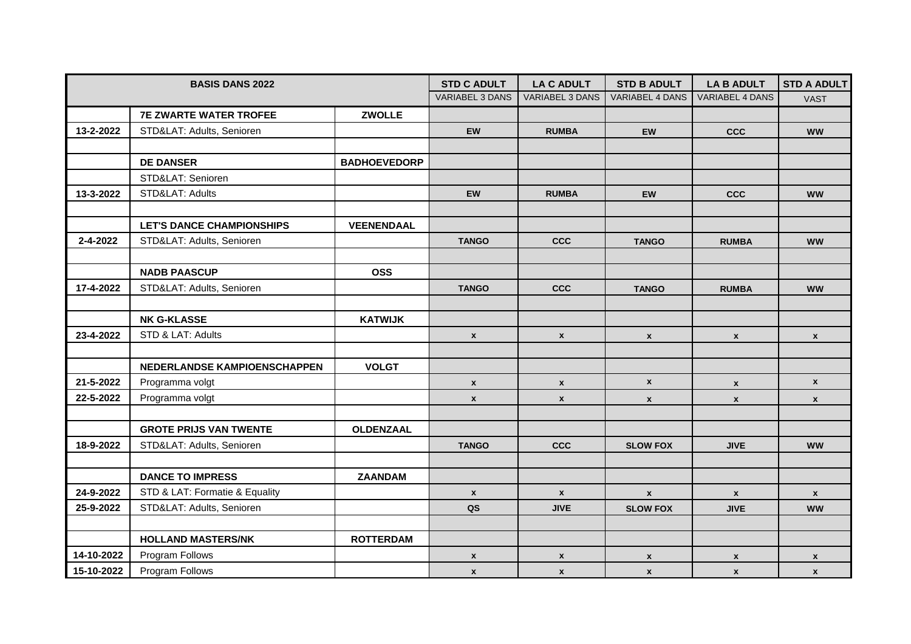| BASIS DANS 2022 | | | STD C ADULT | LA C ADULT | STD B ADULT | LA B ADULT | STD A ADULT |
|---|---|---|---|---|---|---|---|
| | | | VARIABEL 3 DANS | VARIABEL 3 DANS | VARIABEL 4 DANS | VARIABEL 4 DANS | VAST |
| | **7E ZWARTE WATER TROFEE** | **ZWOLLE** | | | | | |
| **13-2-2022** | STD&LAT: Adults, Senioren | | **EW** | **RUMBA** | **EW** | **CCC** | **WW** |
| | | | | | | | |
| | **DE DANSER** | **BADHOEVEDORP** | | | | | |
| | STD&LAT: Senioren | | | | | | |
| **13-3-2022** | STD&LAT: Adults | | **EW** | **RUMBA** | **EW** | **CCC** | **WW** |
| | | | | | | | |
| | **LET'S DANCE CHAMPIONSHIPS** | **VEENENDAAL** | | | | | |
| **2-4-2022** | STD&LAT: Adults, Senioren | | **TANGO** | **CCC** | **TANGO** | **RUMBA** | **WW** |
| | | | | | | | |
| | **NADB PAASCUP** | **OSS** | | | | | |
| **17-4-2022** | STD&LAT: Adults, Senioren | | **TANGO** | **CCC** | **TANGO** | **RUMBA** | **WW** |
| | | | | | | | |
| | **NK G-KLASSE** | **KATWIJK** | | | | | |
| **23-4-2022** | STD & LAT: Adults | | **x** | **x** | **x** | **x** | **x** |
| | | | | | | | |
| | **NEDERLANDSE KAMPIOENSCHAPPEN** | **VOLGT** | | | | | |
| **21-5-2022** | Programma volgt | | **x** | **x** | **x** | **x** | **x** |
| **22-5-2022** | Programma volgt | | **x** | **x** | **x** | **x** | **x** |
| | | | | | | | |
| | **GROTE PRIJS VAN TWENTE** | **OLDENZAAL** | | | | | |
| **18-9-2022** | STD&LAT: Adults, Senioren | | **TANGO** | **CCC** | **SLOW FOX** | **JIVE** | **WW** |
| | | | | | | | |
| | **DANCE TO IMPRESS** | **ZAANDAM** | | | | | |
| **24-9-2022** | STD & LAT: Formatie & Equality | | **x** | **x** | **x** | **x** | **x** |
| **25-9-2022** | STD&LAT: Adults, Senioren | | **QS** | **JIVE** | **SLOW FOX** | **JIVE** | **WW** |
| | | | | | | | |
| | **HOLLAND MASTERS/NK** | **ROTTERDAM** | | | | | |
| **14-10-2022** | Program Follows | | **x** | **x** | **x** | **x** | **x** |
| **15-10-2022** | Program Follows | | **x** | **x** | **x** | **x** | **x** |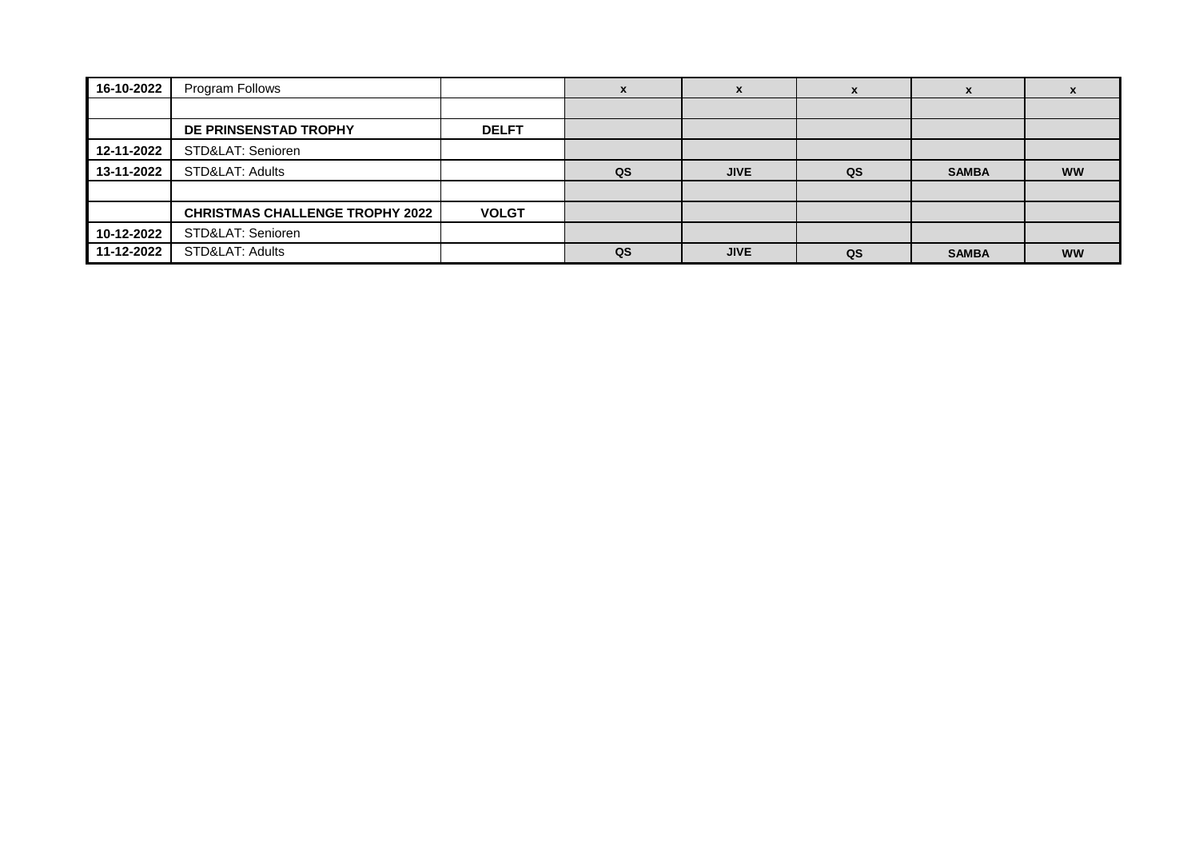| | | | | | | | |
|---|---|---|---|---|---|---|---|
| **16-10-2022** | Program Follows | | **x** | **x** | **x** | **x** | **x** |
| | | | | | | | |
| | **DE PRINSENSTAD TROPHY** | **DELFT** | | | | | |
| **12-11-2022** | STD&LAT: Senioren | | | | | | |
| **13-11-2022** | STD&LAT: Adults | | **QS** | **JIVE** | **QS** | **SAMBA** | **WW** |
| | | | | | | | |
| | **CHRISTMAS CHALLENGE TROPHY 2022** | **VOLGT** | | | | | |
| **10-12-2022** | STD&LAT: Senioren | | | | | | |
| **11-12-2022** | STD&LAT: Adults | | **QS** | **JIVE** | **QS** | **SAMBA** | **WW** |